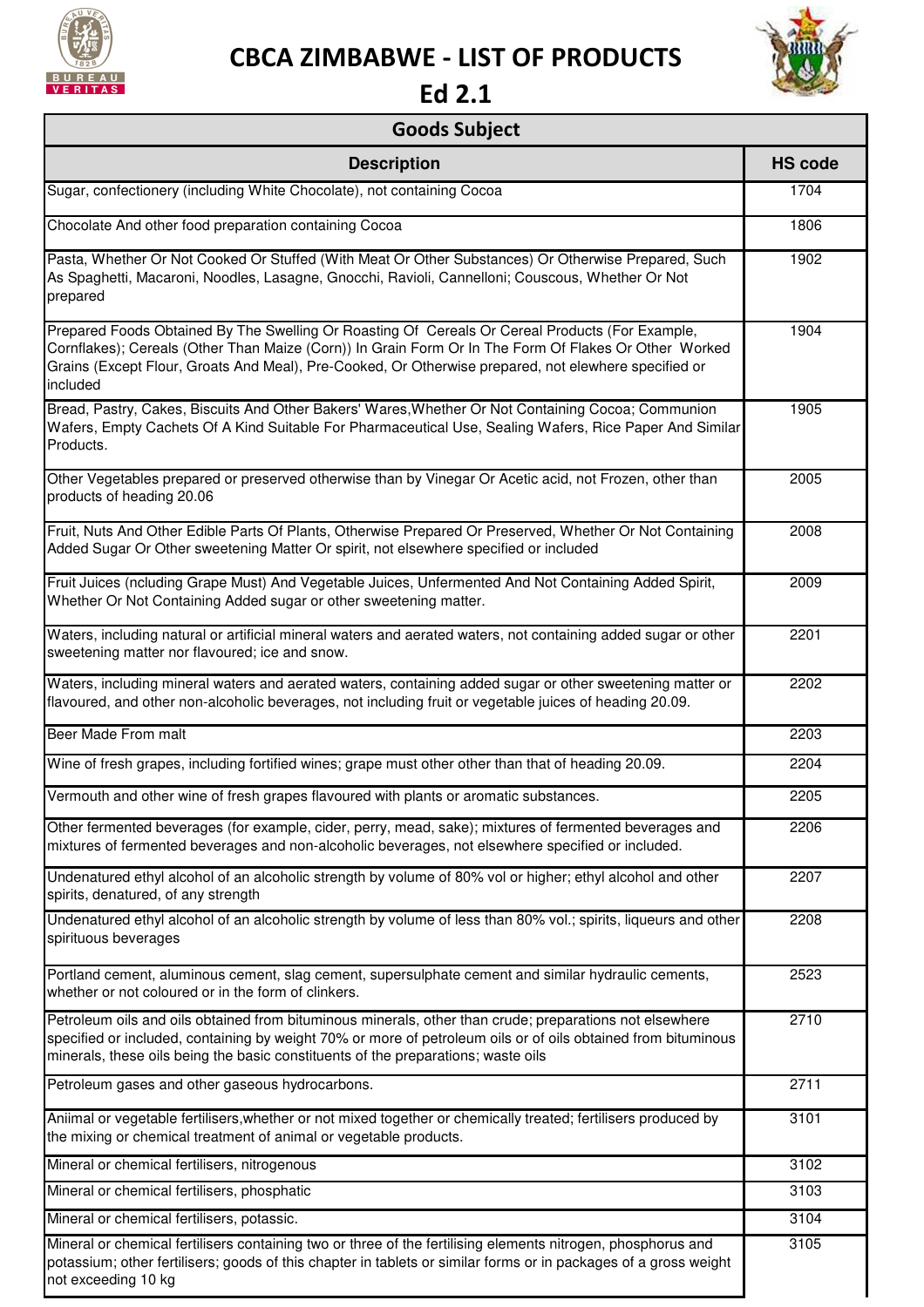# CBCA ZIMBABWE - LIST OF PRODUCTS

## Ed 2.1

### Goods Subject

| Description | HS code |
|---|---|
| Sugar, confectionery (including White Chocolate), not containing Cocoa | 1704 |
| Chocolate And other food preparation containing Cocoa | 1806 |
| Pasta, Whether Or Not Cooked Or Stuffed (With Meat Or Other Substances) Or Otherwise Prepared, Such As Spaghetti, Macaroni, Noodles, Lasagne, Gnocchi, Ravioli, Cannelloni; Couscous, Whether Or Not prepared | 1902 |
| Prepared Foods Obtained By The Swelling Or Roasting Of Cereals Or Cereal Products (For Example, Cornflakes); Cereals (Other Than Maize (Corn)) In Grain Form Or In The Form Of Flakes Or Other Worked Grains (Except Flour, Groats And Meal), Pre-Cooked, Or Otherwise prepared, not elewhere specified or included | 1904 |
| Bread, Pastry, Cakes, Biscuits And Other Bakers' Wares,Whether Or Not Containing Cocoa; Communion Wafers, Empty Cachets Of A Kind Suitable For Pharmaceutical Use, Sealing Wafers, Rice Paper And Similar Products. | 1905 |
| Other Vegetables prepared or preserved otherwise than by Vinegar Or Acetic acid, not Frozen, other than products of heading 20.06 | 2005 |
| Fruit, Nuts And Other Edible Parts Of Plants, Otherwise Prepared Or Preserved, Whether Or Not Containing Added Sugar Or Other sweetening Matter Or spirit, not elsewhere specified or included | 2008 |
| Fruit Juices (ncluding Grape Must) And Vegetable Juices, Unfermented And Not Containing Added Spirit, Whether Or Not Containing Added sugar or other sweetening matter. | 2009 |
| Waters, including natural or artificial mineral waters and aerated waters, not containing added sugar or other sweetening matter nor flavoured; ice and snow. | 2201 |
| Waters, including mineral waters and aerated waters, containing added sugar or other sweetening matter or flavoured, and other non-alcoholic beverages, not including fruit or vegetable juices of heading 20.09. | 2202 |
| Beer Made From malt | 2203 |
| Wine of fresh grapes, including fortified wines; grape must other other than that of heading 20.09. | 2204 |
| Vermouth and other wine of fresh grapes flavoured with plants or aromatic substances. | 2205 |
| Other fermented beverages (for example, cider, perry, mead, sake); mixtures of fermented beverages and mixtures of fermented beverages and non-alcoholic beverages, not elsewhere specified or included. | 2206 |
| Undenatured ethyl alcohol of an alcoholic strength by volume of 80% vol or higher; ethyl alcohol and other spirits, denatured, of any strength | 2207 |
| Undenatured ethyl alcohol of an alcoholic strength by volume of less than 80% vol.; spirits, liqueurs and other spirituous beverages | 2208 |
| Portland cement, aluminous cement, slag cement, supersulphate cement and similar hydraulic cements, whether or not coloured or in the form of clinkers. | 2523 |
| Petroleum oils and oils obtained from bituminous minerals, other than crude; preparations not elsewhere specified or included, containing by weight 70% or more of petroleum oils or of oils obtained from bituminous minerals, these oils being the basic constituents of the preparations; waste oils | 2710 |
| Petroleum gases and other gaseous hydrocarbons. | 2711 |
| Aniimal or vegetable fertilisers,whether or not mixed together or chemically treated; fertilisers produced by the mixing or chemical treatment of animal or vegetable products. | 3101 |
| Mineral or chemical fertilisers, nitrogenous | 3102 |
| Mineral or chemical fertilisers, phosphatic | 3103 |
| Mineral or chemical fertilisers, potassic. | 3104 |
| Mineral or chemical fertilisers containing two or three of the fertilising elements nitrogen, phosphorus and potassium; other fertilisers; goods of this chapter in tablets or similar forms or in packages of a gross weight not exceeding 10 kg | 3105 |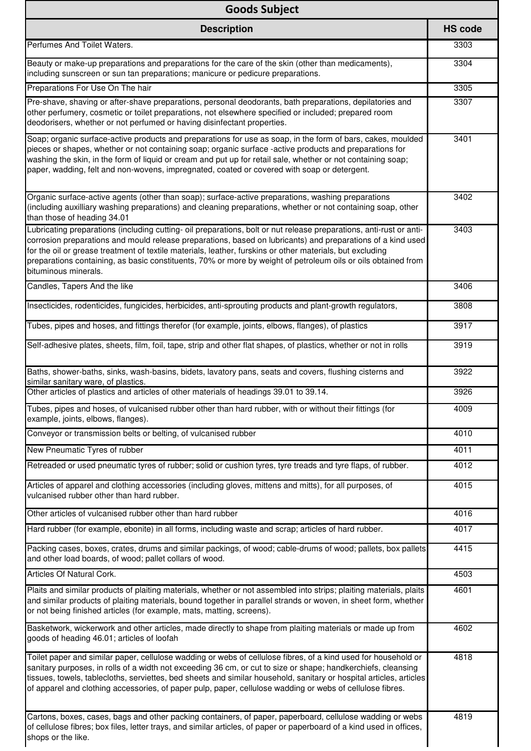| Goods Subject | |
|---|---|
| **Description** | **HS code** |
| Perfumes And Toilet Waters. | 3303 |
| Beauty or make-up preparations and preparations for the care of the skin (other than medicaments), including sunscreen or sun tan preparations; manicure or pedicure preparations. | 3304 |
| Preparations For Use On The hair | 3305 |
| Pre-shave, shaving or after-shave preparations, personal deodorants, bath preparations, depilatories and other perfumery, cosmetic or toilet preparations, not elsewhere specified or included; prepared room deodorisers, whether or not perfumed or having disinfectant properties. | 3307 |
| Soap; organic surface-active products and preparations for use as soap, in the form of bars, cakes, moulded pieces or shapes, whether or not containing soap; organic surface -active products and preparations for washing the skin, in the form of liquid or cream and put up for retail sale, whether or not containing soap; paper, wadding, felt and non-wovens, impregnated, coated or covered with soap or detergent. | 3401 |
| Organic surface-active agents (other than soap); surface-active preparations, washing preparations (including auxilliary washing preparations) and cleaning preparations, whether or not containing soap, other than those of heading 34.01 | 3402 |
| Lubricating preparations (including cutting- oil preparations, bolt or nut release preparations, anti-rust or anti-corrosion preparations and mould release preparations, based on lubricants) and preparations of a kind used for the oil or grease treatment of textile materials, leather, furskins or other materials, but excluding preparations containing, as basic constituents, 70% or more by weight of petroleum oils or oils obtained from bituminous minerals. | 3403 |
| Candles, Tapers And the like | 3406 |
| Insecticides, rodenticides, fungicides, herbicides, anti-sprouting products and plant-growth regulators, | 3808 |
| Tubes, pipes and hoses, and fittings therefor (for example, joints, elbows, flanges), of plastics | 3917 |
| Self-adhesive plates, sheets, film, foil, tape, strip and other flat shapes, of plastics, whether or not in rolls | 3919 |
| Baths, shower-baths, sinks, wash-basins, bidets, lavatory pans, seats and covers, flushing cisterns and similar sanitary ware, of plastics. | 3922 |
| Other articles of plastics and articles of other materials of headings 39.01 to 39.14. | 3926 |
| Tubes, pipes and hoses, of vulcanised rubber other than hard rubber, with or without their fittings (for example, joints, elbows, flanges). | 4009 |
| Conveyor or transmission belts or belting, of vulcanised rubber | 4010 |
| New Pneumatic Tyres of rubber | 4011 |
| Retreaded or used pneumatic tyres of rubber; solid or cushion tyres, tyre treads and tyre flaps, of rubber. | 4012 |
| Articles of apparel and clothing accessories (including gloves, mittens and mitts), for all purposes, of vulcanised rubber other than hard rubber. | 4015 |
| Other articles of vulcanised rubber other than hard rubber | 4016 |
| Hard rubber (for example, ebonite) in all forms, including waste and scrap; articles of hard rubber. | 4017 |
| Packing cases, boxes, crates, drums and similar packings, of wood; cable-drums of wood; pallets, box pallets and other load boards, of wood; pallet collars of wood. | 4415 |
| Articles Of Natural Cork. | 4503 |
| Plaits and similar products of plaiting materials, whether or not assembled into strips; plaiting materials, plaits and similar products of plaiting materials, bound together in parallel strands or woven, in sheet form, whether or not being finished articles (for example, mats, matting, screens). | 4601 |
| Basketwork, wickerwork and other articles, made directly to shape from plaiting materials or made up from goods of heading 46.01; articles of loofah | 4602 |
| Toilet paper and similar paper, cellulose wadding or webs of cellulose fibres, of a kind used for household or sanitary purposes, in rolls of a width not exceeding 36 cm, or cut to size or shape; handkerchiefs, cleansing tissues, towels, tablecloths, serviettes, bed sheets and similar household, sanitary or hospital articles, articles of apparel and clothing accessories, of paper pulp, paper, cellulose wadding or webs of cellulose fibres. | 4818 |
| Cartons, boxes, cases, bags and other packing containers, of paper, paperboard, cellulose wadding or webs of cellulose fibres; box files, letter trays, and similar articles, of paper or paperboard of a kind used in offices, shops or the like. | 4819 |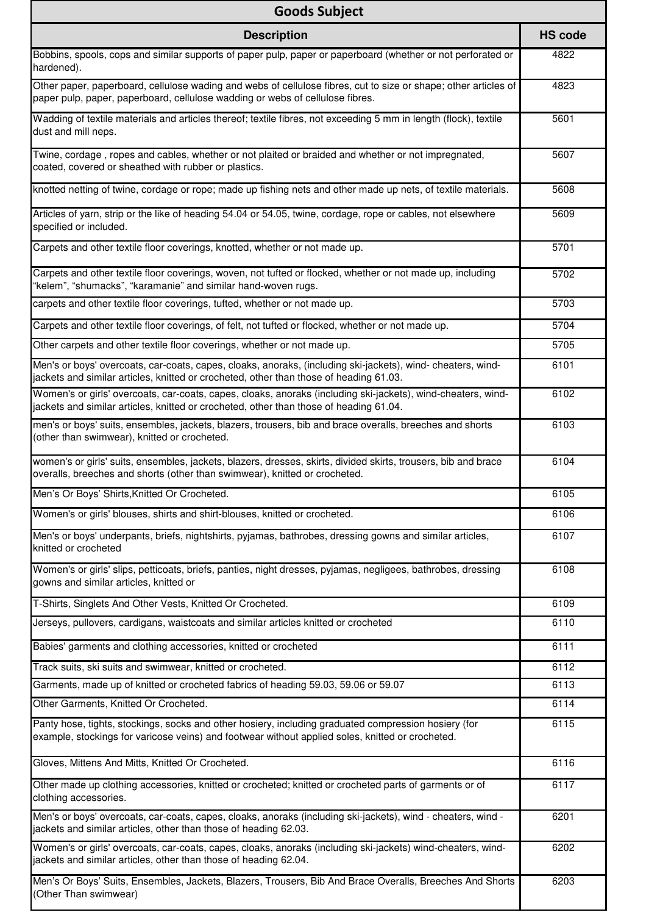| Goods Subject | |
|---|---|
| **Description** | **HS code** |
| Bobbins, spools, cops and similar supports of paper pulp, paper or paperboard (whether or not perforated or hardened). | 4822 |
| Other paper, paperboard, cellulose wading and webs of cellulose fibres, cut to size or shape; other articles of paper pulp, paper, paperboard, cellulose wadding or webs of cellulose fibres. | 4823 |
| Wadding of textile materials and articles thereof; textile fibres, not exceeding 5 mm in length (flock), textile dust and mill neps. | 5601 |
| Twine, cordage , ropes and cables, whether or not plaited or braided and whether or not impregnated, coated, covered or sheathed with rubber or plastics. | 5607 |
| knotted netting of twine, cordage or rope; made up fishing nets and other made up nets, of textile materials. | 5608 |
| Articles of yarn, strip or the like of heading 54.04 or 54.05, twine, cordage, rope or cables, not elsewhere specified or included. | 5609 |
| Carpets and other textile floor coverings, knotted, whether or not made up. | 5701 |
| Carpets and other textile floor coverings, woven, not tufted or flocked, whether or not made up, including "kelem", "shumacks", "karamanie" and similar hand-woven rugs. | 5702 |
| carpets and other textile floor coverings, tufted, whether or not made up. | 5703 |
| Carpets and other textile floor coverings, of felt, not tufted or flocked, whether or not made up. | 5704 |
| Other carpets and other textile floor coverings, whether or not made up. | 5705 |
| Men's or boys' overcoats, car-coats, capes, cloaks, anoraks, (including ski-jackets), wind- cheaters, wind-jackets and similar articles, knitted or crocheted, other than those of heading 61.03. | 6101 |
| Women's or girls' overcoats, car-coats, capes, cloaks, anoraks (including ski-jackets), wind-cheaters, wind-jackets and similar articles, knitted or crocheted, other than those of heading 61.04. | 6102 |
| men's or boys' suits, ensembles, jackets, blazers, trousers, bib and brace overalls, breeches and shorts (other than swimwear), knitted or crocheted. | 6103 |
| women's or girls' suits, ensembles, jackets, blazers, dresses, skirts, divided skirts, trousers, bib and brace overalls, breeches and shorts (other than swimwear), knitted or crocheted. | 6104 |
| Men's Or Boys' Shirts,Knitted Or Crocheted. | 6105 |
| Women's or girls' blouses, shirts and shirt-blouses, knitted or crocheted. | 6106 |
| Men's or boys' underpants, briefs, nightshirts, pyjamas, bathrobes, dressing gowns and similar articles, knitted or crocheted | 6107 |
| Women's or girls' slips, petticoats, briefs, panties, night dresses, pyjamas, negligees, bathrobes, dressing gowns and similar articles, knitted or | 6108 |
| T-Shirts, Singlets And Other Vests, Knitted Or Crocheted. | 6109 |
| Jerseys, pullovers, cardigans, waistcoats and similar articles knitted or crocheted | 6110 |
| Babies' garments and clothing accessories, knitted or crocheted | 6111 |
| Track suits, ski suits and swimwear, knitted or crocheted. | 6112 |
| Garments, made up of knitted or crocheted fabrics of heading 59.03, 59.06 or 59.07 | 6113 |
| Other Garments, Knitted Or Crocheted. | 6114 |
| Panty hose, tights, stockings, socks and other hosiery, including graduated compression hosiery (for example, stockings for varicose veins) and footwear without applied soles, knitted or crocheted. | 6115 |
| Gloves, Mittens And Mitts, Knitted Or Crocheted. | 6116 |
| Other made up clothing accessories, knitted or crocheted; knitted or crocheted parts of garments or of clothing accessories. | 6117 |
| Men's or boys' overcoats, car-coats, capes, cloaks, anoraks (including ski-jackets), wind - cheaters, wind - jackets and similar articles, other than those of heading 62.03. | 6201 |
| Women's or girls' overcoats, car-coats, capes, cloaks, anoraks (including ski-jackets) wind-cheaters, wind-jackets and similar articles, other than those of heading 62.04. | 6202 |
| Men's Or Boys' Suits, Ensembles, Jackets, Blazers, Trousers, Bib And Brace Overalls, Breeches And Shorts (Other Than swimwear) | 6203 |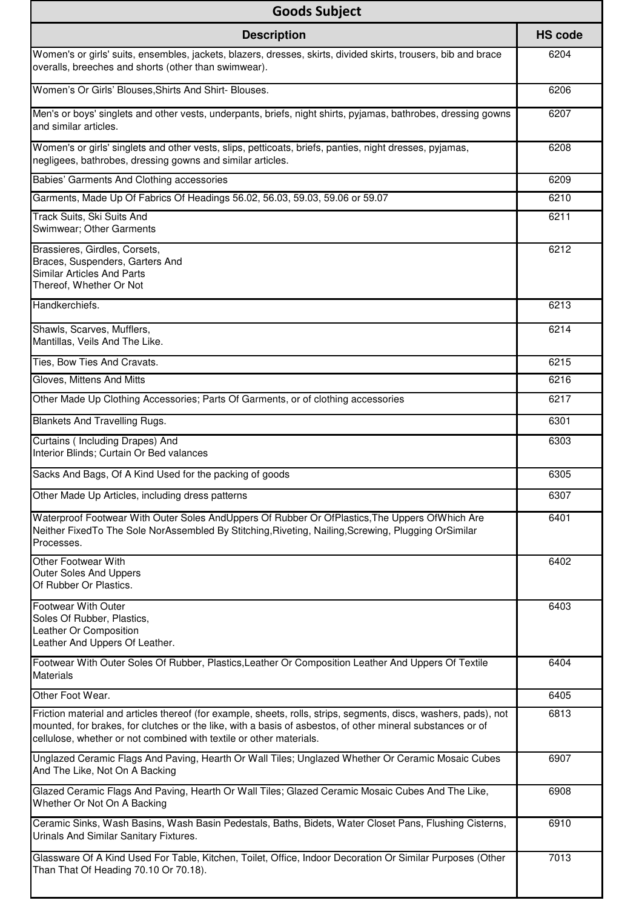| Goods Subject | |
|---|---|
| **Description** | **HS code** |
| Women's or girls' suits, ensembles, jackets, blazers, dresses, skirts, divided skirts, trousers, bib and brace overalls, breeches and shorts (other than swimwear). | 6204 |
| Women's Or Girls' Blouses,Shirts And Shirt- Blouses. | 6206 |
| Men's or boys' singlets and other vests, underpants, briefs, night shirts, pyjamas, bathrobes, dressing gowns and similar articles. | 6207 |
| Women's or girls' singlets and other vests, slips, petticoats, briefs, panties, night dresses, pyjamas, negligees, bathrobes, dressing gowns and similar articles. | 6208 |
| Babies' Garments And Clothing accessories | 6209 |
| Garments, Made Up Of Fabrics Of Headings 56.02, 56.03, 59.03, 59.06 or 59.07 | 6210 |
| Track Suits, Ski Suits And Swimwear; Other Garments | 6211 |
| Brassieres, Girdles, Corsets, Braces, Suspenders, Garters And Similar Articles And Parts Thereof, Whether Or Not | 6212 |
| Handkerchiefs. | 6213 |
| Shawls, Scarves, Mufflers, Mantillas, Veils And The Like. | 6214 |
| Ties, Bow Ties And Cravats. | 6215 |
| Gloves, Mittens And Mitts | 6216 |
| Other Made Up Clothing Accessories; Parts Of Garments, or of clothing accessories | 6217 |
| Blankets And Travelling Rugs. | 6301 |
| Curtains ( Including Drapes) And Interior Blinds; Curtain Or Bed valances | 6303 |
| Sacks And Bags, Of A Kind Used for the packing of goods | 6305 |
| Other Made Up Articles, including dress patterns | 6307 |
| Waterproof Footwear With Outer Soles AndUppers Of Rubber Or OfPlastics,The Uppers OfWhich Are Neither FixedTo The Sole NorAssembled By Stitching,Riveting, Nailing,Screwing, Plugging OrSimilar Processes. | 6401 |
| Other Footwear With Outer Soles And Uppers Of Rubber Or Plastics. | 6402 |
| Footwear With Outer Soles Of Rubber, Plastics, Leather Or Composition Leather And Uppers Of Leather. | 6403 |
| Footwear With Outer Soles Of Rubber, Plastics,Leather Or Composition Leather And Uppers Of Textile Materials | 6404 |
| Other Foot Wear. | 6405 |
| Friction material and articles thereof (for example, sheets, rolls, strips, segments, discs, washers, pads), not mounted, for brakes, for clutches or the like, with a basis of asbestos, of other mineral substances or of cellulose, whether or not combined with textile or other materials. | 6813 |
| Unglazed Ceramic Flags And Paving, Hearth Or Wall Tiles; Unglazed Whether Or Ceramic Mosaic Cubes And The Like, Not On A Backing | 6907 |
| Glazed Ceramic Flags And Paving, Hearth Or Wall Tiles; Glazed Ceramic Mosaic Cubes And The Like, Whether Or Not On A Backing | 6908 |
| Ceramic Sinks, Wash Basins, Wash Basin Pedestals, Baths, Bidets, Water Closet Pans, Flushing Cisterns, Urinals And Similar Sanitary Fixtures. | 6910 |
| Glassware Of A Kind Used For Table, Kitchen, Toilet, Office, Indoor Decoration Or Similar Purposes (Other Than That Of Heading 70.10 Or 70.18). | 7013 |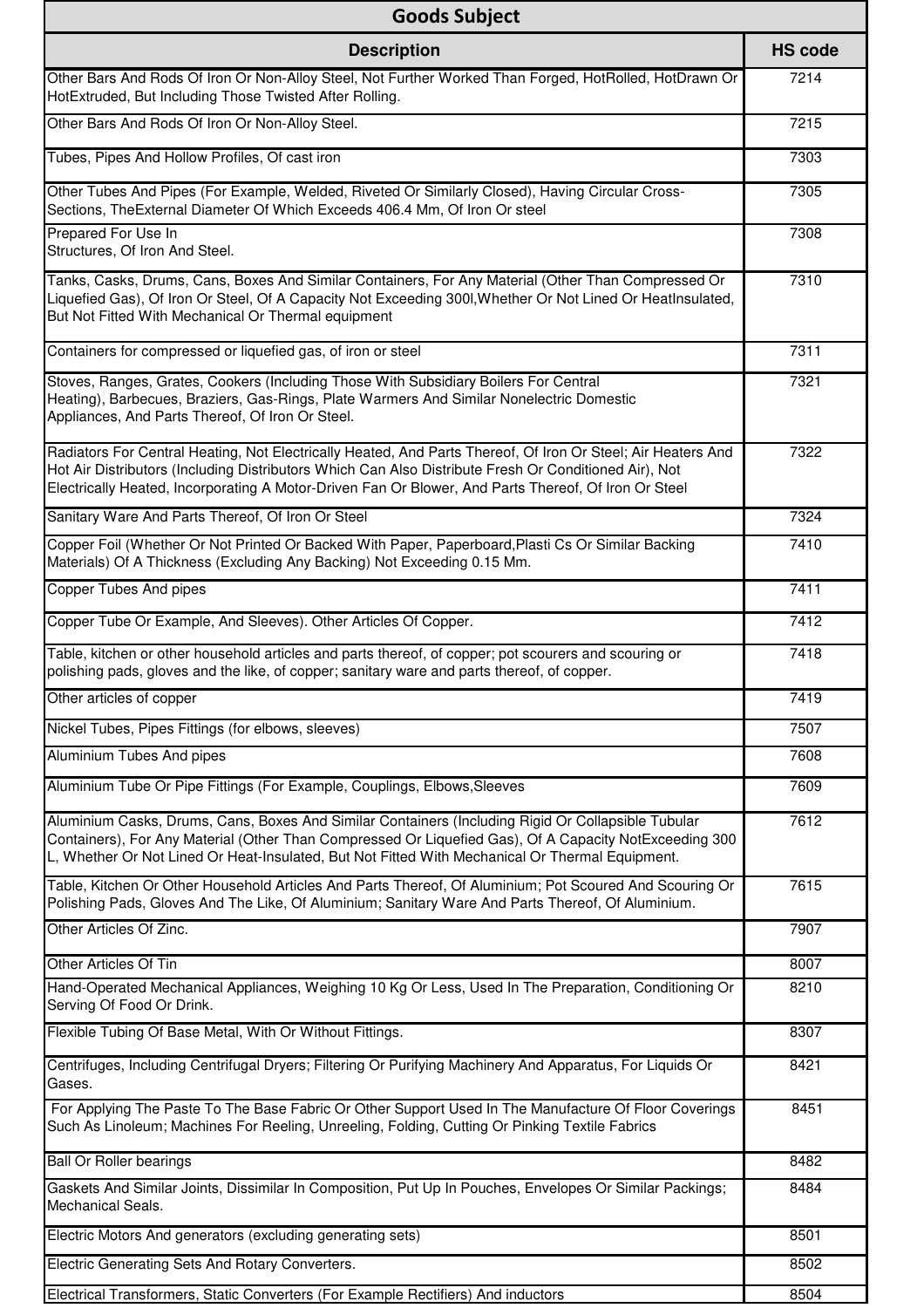| Goods Subject | |
|---|---|
| **Description** | **HS code** |
| Other Bars And Rods Of Iron Or Non-Alloy Steel, Not Further Worked Than Forged, HotRolled, HotDrawn Or HotExtruded, But Including Those Twisted After Rolling. | 7214 |
| Other Bars And Rods Of Iron Or Non-Alloy Steel. | 7215 |
| Tubes, Pipes And Hollow Profiles, Of cast iron | 7303 |
| Other Tubes And Pipes (For Example, Welded, Riveted Or Similarly Closed), Having Circular Cross-Sections, TheExternal Diameter Of Which Exceeds 406.4 Mm, Of Iron Or steel | 7305 |
| Prepared For Use In Structures, Of Iron And Steel. | 7308 |
| Tanks, Casks, Drums, Cans, Boxes And Similar Containers, For Any Material (Other Than Compressed Or Liquefied Gas), Of Iron Or Steel, Of A Capacity Not Exceeding 300l,Whether Or Not Lined Or HeatInsulated, But Not Fitted With Mechanical Or Thermal equipment | 7310 |
| Containers for compressed or liquefied gas, of iron or steel | 7311 |
| Stoves, Ranges, Grates, Cookers (Including Those With Subsidiary Boilers For Central Heating), Barbecues, Braziers, Gas-Rings, Plate Warmers And Similar Nonelectric Domestic Appliances, And Parts Thereof, Of Iron Or Steel. | 7321 |
| Radiators For Central Heating, Not Electrically Heated, And Parts Thereof, Of Iron Or Steel; Air Heaters And Hot Air Distributors (Including Distributors Which Can Also Distribute Fresh Or Conditioned Air), Not Electrically Heated, Incorporating A Motor-Driven Fan Or Blower, And Parts Thereof, Of Iron Or Steel | 7322 |
| Sanitary Ware And Parts Thereof, Of Iron Or Steel | 7324 |
| Copper Foil (Whether Or Not Printed Or Backed With Paper, Paperboard,Plasti Cs Or Similar Backing Materials) Of A Thickness (Excluding Any Backing) Not Exceeding 0.15 Mm. | 7410 |
| Copper Tubes And pipes | 7411 |
| Copper Tube Or Example, And Sleeves). Other Articles Of Copper. | 7412 |
| Table, kitchen or other household articles and parts thereof, of copper; pot scourers and scouring or polishing pads, gloves and the like, of copper; sanitary ware and parts thereof, of copper. | 7418 |
| Other articles of copper | 7419 |
| Nickel Tubes, Pipes Fittings (for elbows, sleeves) | 7507 |
| Aluminium Tubes And pipes | 7608 |
| Aluminium Tube Or Pipe Fittings (For Example, Couplings, Elbows,Sleeves | 7609 |
| Aluminium Casks, Drums, Cans, Boxes And Similar Containers (Including Rigid Or Collapsible Tubular Containers), For Any Material (Other Than Compressed Or Liquefied Gas), Of A Capacity NotExceeding 300 L, Whether Or Not Lined Or Heat-Insulated, But Not Fitted With Mechanical Or Thermal Equipment. | 7612 |
| Table, Kitchen Or Other Household Articles And Parts Thereof, Of Aluminium; Pot Scoured And Scouring Or Polishing Pads, Gloves And The Like, Of Aluminium; Sanitary Ware And Parts Thereof, Of Aluminium. | 7615 |
| Other Articles Of Zinc. | 7907 |
| Other Articles Of Tin | 8007 |
| Hand-Operated Mechanical Appliances, Weighing 10 Kg Or Less, Used In The Preparation, Conditioning Or Serving Of Food Or Drink. | 8210 |
| Flexible Tubing Of Base Metal, With Or Without Fittings. | 8307 |
| Centrifuges, Including Centrifugal Dryers; Filtering Or Purifying Machinery And Apparatus, For Liquids Or Gases. | 8421 |
| For Applying The Paste To The Base Fabric Or Other Support Used In The Manufacture Of Floor Coverings Such As Linoleum; Machines For Reeling, Unreeling, Folding, Cutting Or Pinking Textile Fabrics | 8451 |
| Ball Or Roller bearings | 8482 |
| Gaskets And Similar Joints, Dissimilar In Composition, Put Up In Pouches, Envelopes Or Similar Packings; Mechanical Seals. | 8484 |
| Electric Motors And generators (excluding generating sets) | 8501 |
| Electric Generating Sets And Rotary Converters. | 8502 |
| Electrical Transformers, Static Converters (For Example Rectifiers) And inductors | 8504 |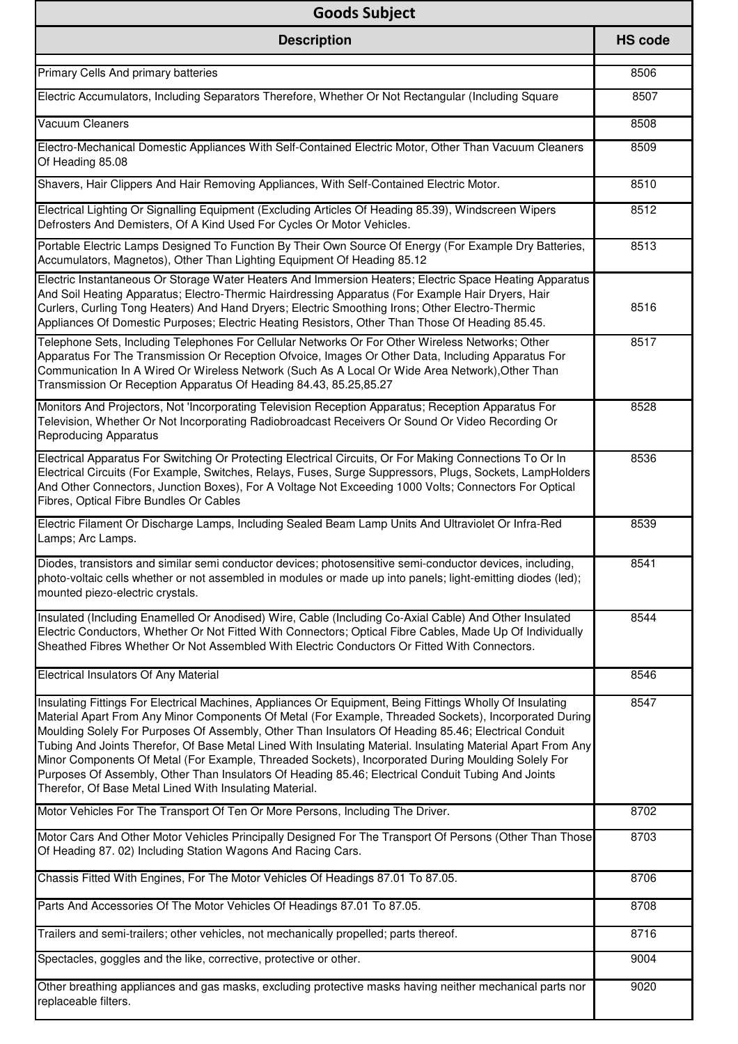| Goods Subject | |
|---|---|
| **Description** | **HS code** |
| Primary Cells And primary batteries | 8506 |
| Electric Accumulators, Including Separators Therefore, Whether Or Not Rectangular (Including Square | 8507 |
| Vacuum Cleaners | 8508 |
| Electro-Mechanical Domestic Appliances With Self-Contained Electric Motor, Other Than Vacuum Cleaners Of Heading 85.08 | 8509 |
| Shavers, Hair Clippers And Hair Removing Appliances, With Self-Contained Electric Motor. | 8510 |
| Electrical Lighting Or Signalling Equipment (Excluding Articles Of Heading 85.39), Windscreen Wipers Defrosters And Demisters, Of A Kind Used For Cycles Or Motor Vehicles. | 8512 |
| Portable Electric Lamps Designed To Function By Their Own Source Of Energy (For Example Dry Batteries, Accumulators, Magnetos), Other Than Lighting Equipment Of Heading 85.12 | 8513 |
| Electric Instantaneous Or Storage Water Heaters And Immersion Heaters; Electric Space Heating Apparatus And Soil Heating Apparatus; Electro-Thermic Hairdressing Apparatus (For Example Hair Dryers, Hair Curlers, Curling Tong Heaters) And Hand Dryers; Electric Smoothing Irons; Other Electro-Thermic Appliances Of Domestic Purposes; Electric Heating Resistors, Other Than Those Of Heading 85.45. | 8516 |
| Telephone Sets, Including Telephones For Cellular Networks Or For Other Wireless Networks; Other Apparatus For The Transmission Or Reception Ofvoice, Images Or Other Data, Including Apparatus For Communication In A Wired Or Wireless Network (Such As A Local Or Wide Area Network),Other Than Transmission Or Reception Apparatus Of Heading 84.43, 85.25,85.27 | 8517 |
| Monitors And Projectors, Not 'Incorporating Television Reception Apparatus; Reception Apparatus For Television, Whether Or Not Incorporating Radiobroadcast Receivers Or Sound Or Video Recording Or Reproducing Apparatus | 8528 |
| Electrical Apparatus For Switching Or Protecting Electrical Circuits, Or For Making Connections To Or In Electrical Circuits (For Example, Switches, Relays, Fuses, Surge Suppressors, Plugs, Sockets, LampHolders And Other Connectors, Junction Boxes), For A Voltage Not Exceeding 1000 Volts; Connectors For Optical Fibres, Optical Fibre Bundles Or Cables | 8536 |
| Electric Filament Or Discharge Lamps, Including Sealed Beam Lamp Units And Ultraviolet Or Infra-Red Lamps; Arc Lamps. | 8539 |
| Diodes, transistors and similar semi conductor devices; photosensitive semi-conductor devices, including, photo-voltaic cells whether or not assembled in modules or made up into panels; light-emitting diodes (led); mounted piezo-electric crystals. | 8541 |
| Insulated (Including Enamelled Or Anodised) Wire, Cable (Including Co-Axial Cable) And Other Insulated Electric Conductors, Whether Or Not Fitted With Connectors; Optical Fibre Cables, Made Up Of Individually Sheathed Fibres Whether Or Not Assembled With Electric Conductors Or Fitted With Connectors. | 8544 |
| Electrical Insulators Of Any Material | 8546 |
| Insulating Fittings For Electrical Machines, Appliances Or Equipment, Being Fittings Wholly Of Insulating Material Apart From Any Minor Components Of Metal (For Example, Threaded Sockets), Incorporated During Moulding Solely For Purposes Of Assembly, Other Than Insulators Of Heading 85.46; Electrical Conduit Tubing And Joints Therefor, Of Base Metal Lined With Insulating Material. Insulating Material Apart From Any Minor Components Of Metal (For Example, Threaded Sockets), Incorporated During Moulding Solely For Purposes Of Assembly, Other Than Insulators Of Heading 85.46; Electrical Conduit Tubing And Joints Therefor, Of Base Metal Lined With Insulating Material. | 8547 |
| Motor Vehicles For The Transport Of Ten Or More Persons, Including The Driver. | 8702 |
| Motor Cars And Other Motor Vehicles Principally Designed For The Transport Of Persons (Other Than Those Of Heading 87. 02) Including Station Wagons And Racing Cars. | 8703 |
| Chassis Fitted With Engines, For The Motor Vehicles Of Headings 87.01 To 87.05. | 8706 |
| Parts And Accessories Of The Motor Vehicles Of Headings 87.01 To 87.05. | 8708 |
| Trailers and semi-trailers; other vehicles, not mechanically propelled; parts thereof. | 8716 |
| Spectacles, goggles and the like, corrective, protective or other. | 9004 |
| Other breathing appliances and gas masks, excluding protective masks having neither mechanical parts nor replaceable filters. | 9020 |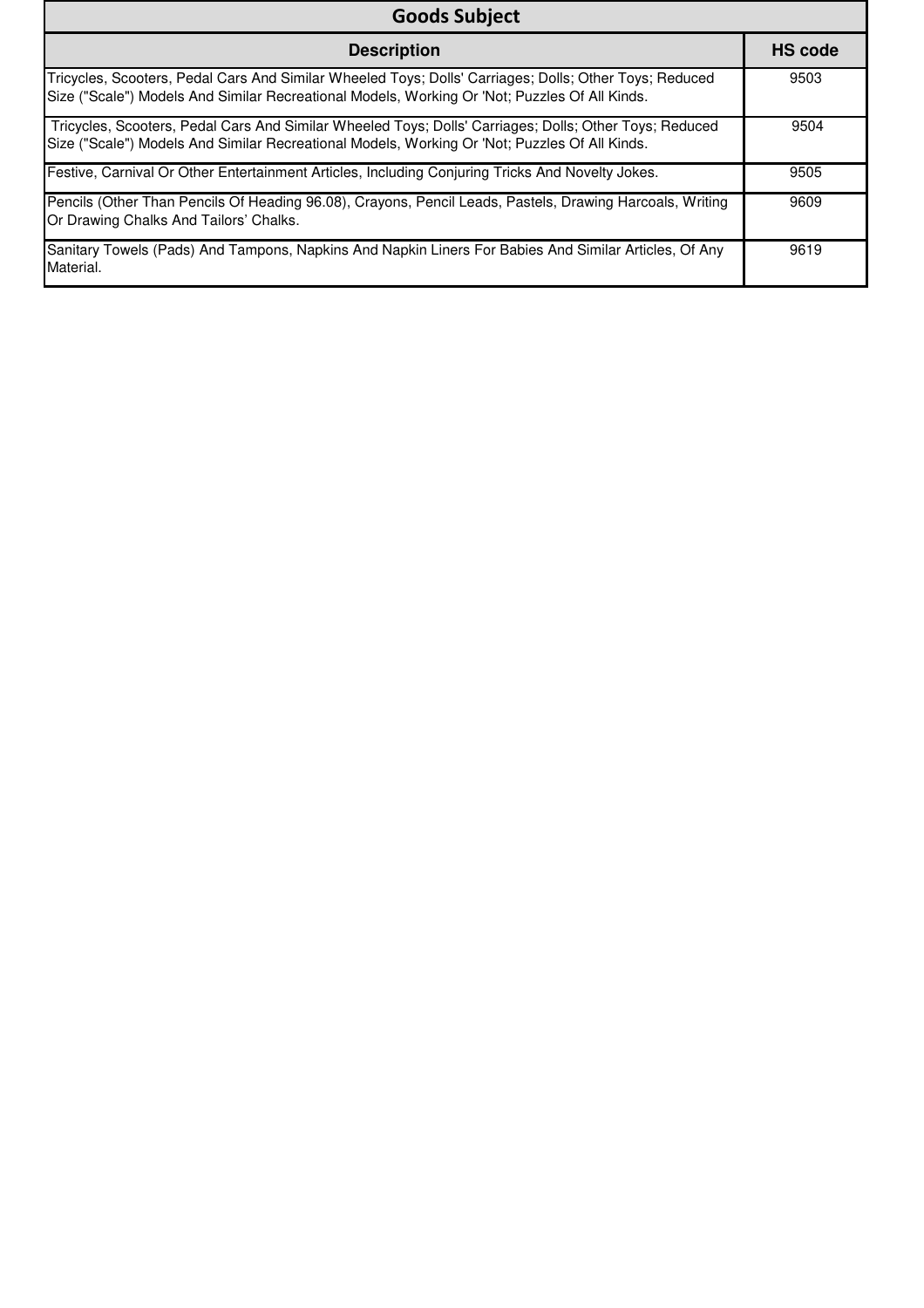| Goods Subject | |
|---|---|
| **Description** | **HS code** |
| Tricycles, Scooters, Pedal Cars And Similar Wheeled Toys; Dolls' Carriages; Dolls; Other Toys; Reduced Size ("Scale") Models And Similar Recreational Models, Working Or 'Not; Puzzles Of All Kinds. | 9503 |
| Tricycles, Scooters, Pedal Cars And Similar Wheeled Toys; Dolls' Carriages; Dolls; Other Toys; Reduced Size ("Scale") Models And Similar Recreational Models, Working Or 'Not; Puzzles Of All Kinds. | 9504 |
| Festive, Carnival Or Other Entertainment Articles, Including Conjuring Tricks And Novelty Jokes. | 9505 |
| Pencils (Other Than Pencils Of Heading 96.08), Crayons, Pencil Leads, Pastels, Drawing Harcoals, Writing Or Drawing Chalks And Tailors' Chalks. | 9609 |
| Sanitary Towels (Pads) And Tampons, Napkins And Napkin Liners For Babies And Similar Articles, Of Any Material. | 9619 |